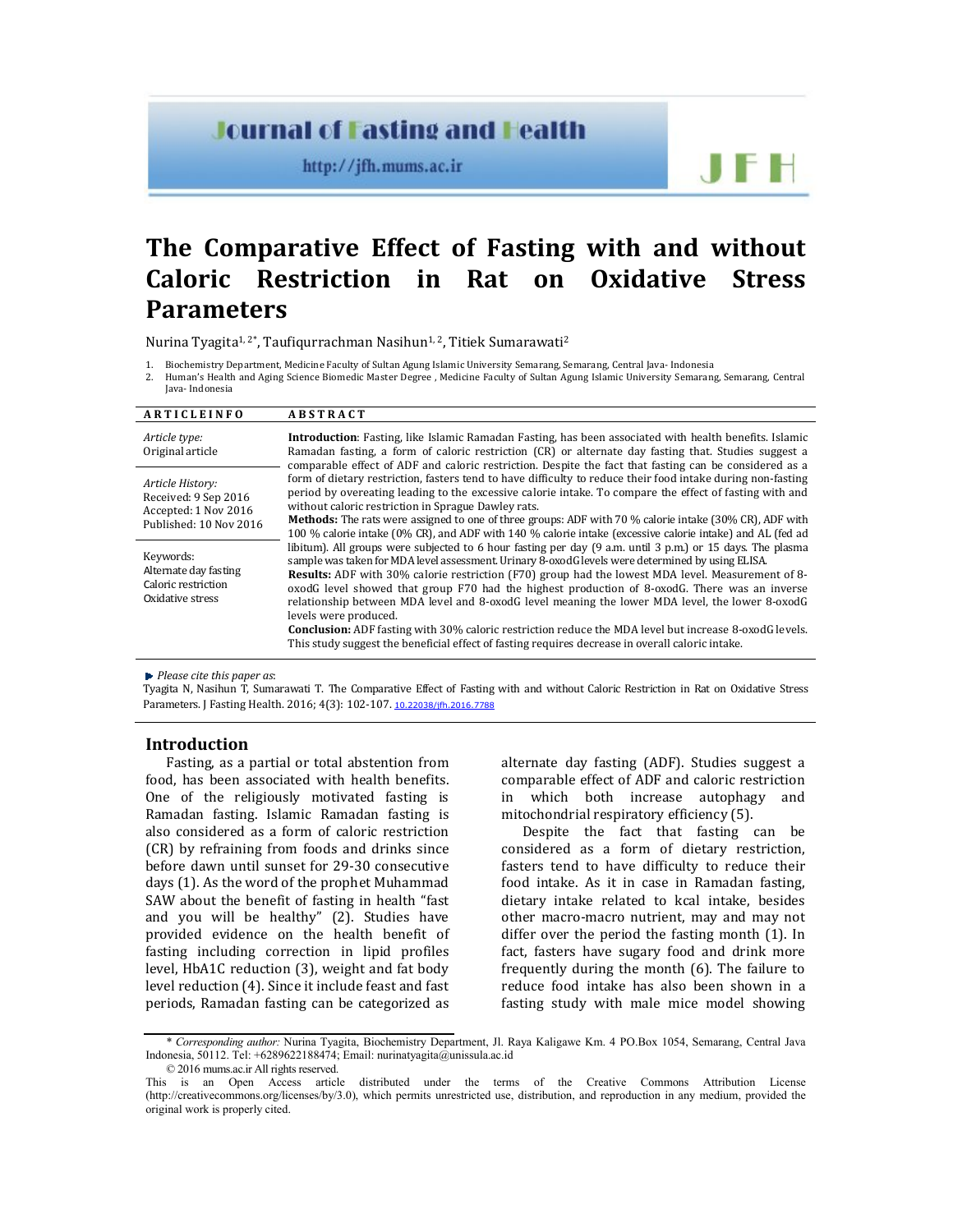# The Comparative Effect of Fasting with and without Caloric Restriction in Rat on Oxidative Stress Parameters

Nurina Tyagita[1, 2*], Taufiqurrachman Nasihun[1, 2], Titiek Sumarawati[2]

1. Biochemistry Department, Medicine Faculty of Sultan Agung Islamic University Semarang, Semarang, Central Java- Indonesia
2. Human's Health and Aging Science Biomedic Master Degree , Medicine Faculty of Sultan Agung Islamic University Semarang, Semarang, Central Java- Indonesia

**ARTICLEINFO**

*Article type:*
Original article

*Article History:*
Received: 9 Sep 2016
Accepted: 1 Nov 2016
Published: 10 Nov 2016

Keywords:
Alternate day fasting
Caloric restriction
Oxidative stress

**ABSTRACT**

**Introduction**: Fasting, like Islamic Ramadan Fasting, has been associated with health benefits. Islamic Ramadan fasting, a form of caloric restriction (CR) or alternate day fasting that. Studies suggest a comparable effect of ADF and caloric restriction. Despite the fact that fasting can be considered as a form of dietary restriction, fasters tend to have difficulty to reduce their food intake during non-fasting period by overeating leading to the excessive calorie intake. To compare the effect of fasting with and without caloric restriction in Sprague Dawley rats.

**Methods:** The rats were assigned to one of three groups: ADF with 70 % calorie intake (30% CR), ADF with 100 % calorie intake (0% CR), and ADF with 140 % calorie intake (excessive calorie intake) and AL (fed ad libitum). All groups were subjected to 6 hour fasting per day (9 a.m. until 3 p.m.) or 15 days. The plasma sample was taken for MDA level assessment. Urinary 8-oxodG levels were determined by using ELISA.

**Results:** ADF with 30% calorie restriction (F70) group had the lowest MDA level. Measurement of 8-oxodG level showed that group F70 had the highest production of 8-oxodG. There was an inverse relationship between MDA level and 8-oxodG level meaning the lower MDA level, the lower 8-oxodG levels were produced.

**Conclusion:** ADF fasting with 30% caloric restriction reduce the MDA level but increase 8-oxodG levels. This study suggest the beneficial effect of fasting requires decrease in overall caloric intake.

► *Please cite this paper as*:
Tyagita N, Nasihun T, Sumarawati T. The Comparative Effect of Fasting with and without Caloric Restriction in Rat on Oxidative Stress Parameters. J Fasting Health. 2016; 4(3): 102-107. 10.22038/jfh.2016.7788

## Introduction

Fasting, as a partial or total abstention from food, has been associated with health benefits. One of the religiously motivated fasting is Ramadan fasting. Islamic Ramadan fasting is also considered as a form of caloric restriction (CR) by refraining from foods and drinks since before dawn until sunset for 29-30 consecutive days (1). As the word of the prophet Muhammad SAW about the benefit of fasting in health "fast and you will be healthy" (2). Studies have provided evidence on the health benefit of fasting including correction in lipid profiles level, HbA1C reduction (3), weight and fat body level reduction (4). Since it include feast and fast periods, Ramadan fasting can be categorized as alternate day fasting (ADF). Studies suggest a comparable effect of ADF and caloric restriction in which both increase autophagy and mitochondrial respiratory efficiency (5).

Despite the fact that fasting can be considered as a form of dietary restriction, fasters tend to have difficulty to reduce their food intake. As it in case in Ramadan fasting, dietary intake related to kcal intake, besides other macro-macro nutrient, may and may not differ over the period the fasting month (1). In fact, fasters have sugary food and drink more frequently during the month (6). The failure to reduce food intake has also been shown in a fasting study with male mice model showing

\* *Corresponding author:* Nurina Tyagita, Biochemistry Department, Jl. Raya Kaligawe Km. 4 PO.Box 1054, Semarang, Central Java Indonesia, 50112. Tel: +6289622188474; Email: nurinatyagita@unissula.ac.id

© 2016 mums.ac.ir All rights reserved.

This is an Open Access article distributed under the terms of the Creative Commons Attribution License (http://creativecommons.org/licenses/by/3.0), which permits unrestricted use, distribution, and reproduction in any medium, provided the original work is properly cited.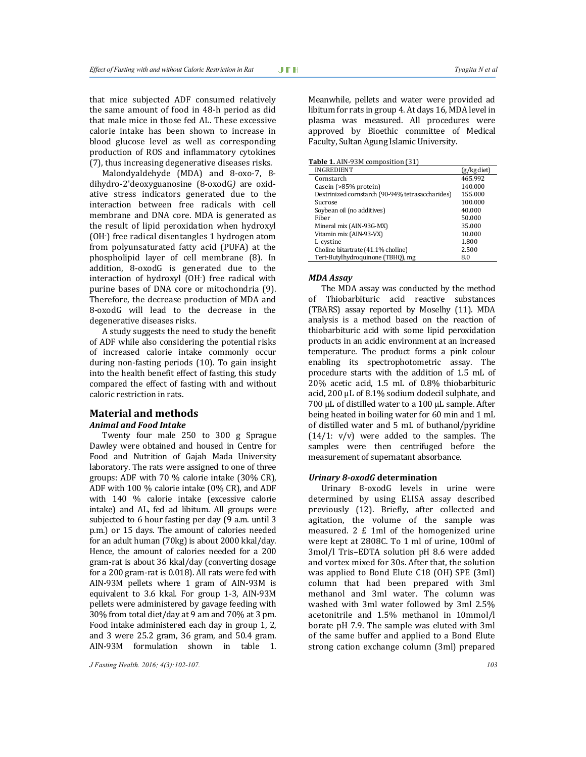that mice subjected ADF consumed relatively the same amount of food in 48-h period as did that male mice in those fed AL. These excessive calorie intake has been shown to increase in blood glucose level as well as corresponding production of ROS and inflammatory cytokines (7), thus increasing degenerative diseases risks.

Malondyaldehyde (MDA) and 8-oxo-7, 8-dihydro-2'deoxyguanosine (8-oxodG*)* are oxidative stress indicators generated due to the interaction between free radicals with cell membrane and DNA core. MDA is generated as the result of lipid peroxidation when hydroxyl ($OH^-$) free radical disentangles 1 hydrogen atom from polyunsaturated fatty acid (PUFA) at the phospholipid layer of cell membrane (8). In addition, 8-oxodG is generated due to the interaction of hydroxyl ($OH^-$) free radical with purine bases of DNA core or mitochondria (9). Therefore, the decrease production of MDA and 8-oxodG will lead to the decrease in the degenerative diseases risks.

A study suggests the need to study the benefit of ADF while also considering the potential risks of increased calorie intake commonly occur during non-fasting periods (10). To gain insight into the health benefit effect of fasting, this study compared the effect of fasting with and without caloric restriction in rats.

## Material and methods

### *Animal and Food Intake*

Twenty four male 250 to 300 g Sprague Dawley were obtained and housed in Centre for Food and Nutrition of Gajah Mada University laboratory. The rats were assigned to one of three groups: ADF with 70 % calorie intake (30% CR), ADF with 100 % calorie intake (0% CR), and ADF with 140 % calorie intake (excessive calorie intake) and AL, fed ad libitum. All groups were subjected to 6 hour fasting per day (9 a.m. until 3 p.m.) or 15 days. The amount of calories needed for an adult human (70kg) is about 2000 kkal/day. Hence, the amount of calories needed for a 200 gram-rat is about 36 kkal/day (converting dosage for a 200 gram-rat is 0.018). All rats were fed with AIN-93M pellets where 1 gram of AIN-93M is equivalent to 3.6 kkal. For group 1-3, AIN-93M pellets were administered by gavage feeding with 30% from total diet/day at 9 am and 70% at 3 pm. Food intake administered each day in group 1, 2, and 3 were 25.2 gram, 36 gram, and 50.4 gram. AIN-93M formulation shown in table 1. Meanwhile, pellets and water were provided ad libitum for rats in group 4. At days 16, MDA level in plasma was measured. All procedures were approved by Bioethic committee of Medical Faculty, Sultan Agung Islamic University.

**Table 1.** AIN-93M composition (31)

| INGREDIENT | (g/kg diet) |
|---|---|
| Cornstarch | 465.992 |
| Casein (>85% protein) | 140.000 |
| Dextrinized cornstarch (90-94% tetrasaccharides) | 155.000 |
| Sucrose | 100.000 |
| Soybean oil (no additives) | 40.000 |
| Fiber | 50.000 |
| Mineral mix (AIN-93G-MX) | 35.000 |
| Vitamin mix (AIN-93-VX) | 10.000 |
| L-cystine | 1.800 |
| Choline bitartrate (41.1% choline) | 2.500 |
| Tert-Butylhydroquinone (TBHQ), mg | 8.0 |

### *MDA Assay*

The MDA assay was conducted by the method of Thiobarbituric acid reactive substances (TBARS) assay reported by Moselhy (11). MDA analysis is a method based on the reaction of thiobarbituric acid with some lipid peroxidation products in an acidic environment at an increased temperature. The product forms a pink colour enabling its spectrophotometric assay. The procedure starts with the addition of 1.5 mL of 20% acetic acid, 1.5 mL of 0.8% thiobarbituric acid, 200 μL of 8.1% sodium dodecil sulphate, and 700 μL of distilled water to a 100 μL sample. After being heated in boiling water for 60 min and 1 mL of distilled water and 5 mL of buthanol/pyridine (14/1: v/v) were added to the samples. The samples were then centrifuged before the measurement of supernatant absorbance.

### *Urinary 8-oxodG* determination

Urinary 8-oxodG levels in urine were determined by using ELISA assay described previously (12). Briefly, after collected and agitation, the volume of the sample was measured. 2 £ 1ml of the homogenized urine were kept at 2808C. To 1 ml of urine, 100ml of 3mol/l Tris–EDTA solution pH 8.6 were added and vortex mixed for 30s. After that, the solution was applied to Bond Elute C18 (OH) SPE (3ml) column that had been prepared with 3ml methanol and 3ml water. The column was washed with 3ml water followed by 3ml 2.5% acetonitrile and 1.5% methanol in 10mmol/l borate pH 7.9. The sample was eluted with 3ml of the same buffer and applied to a Bond Elute strong cation exchange column (3ml) prepared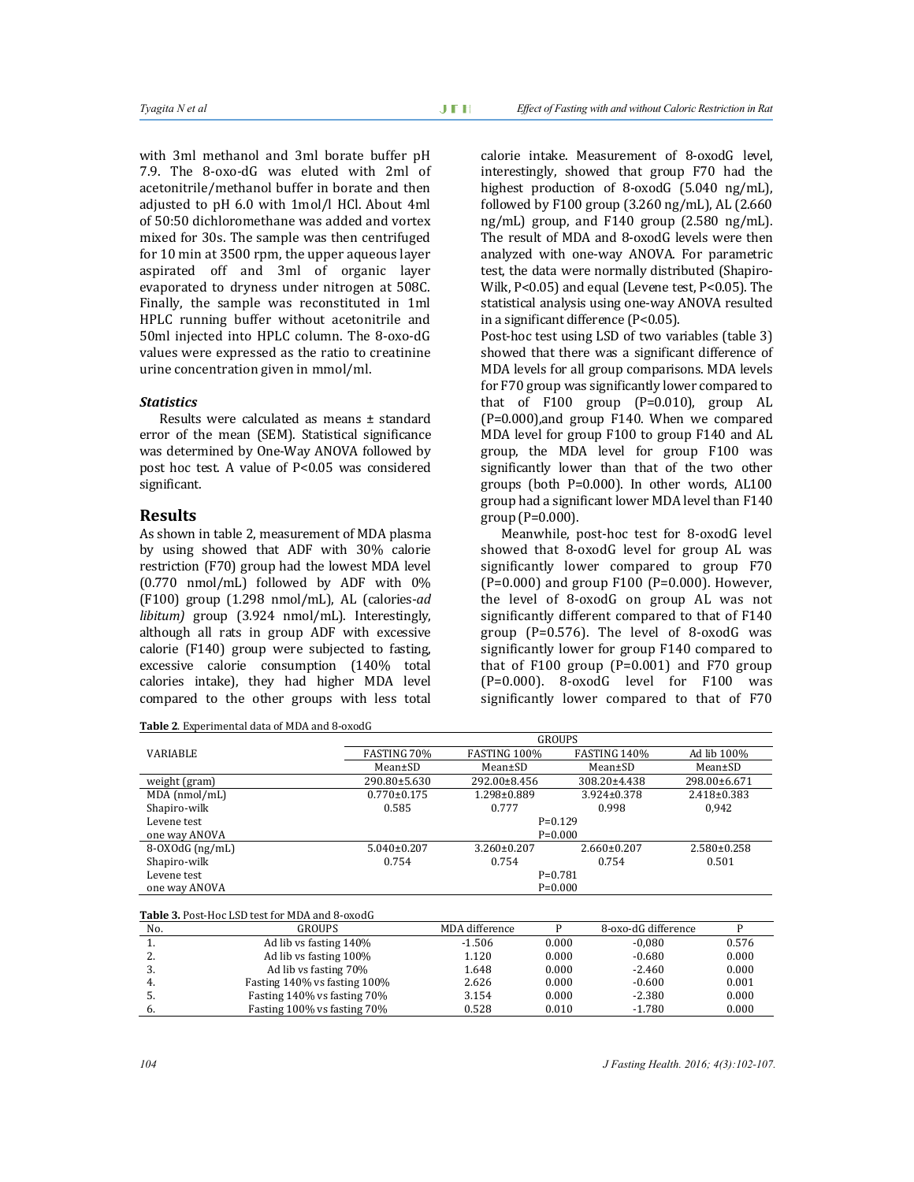with 3ml methanol and 3ml borate buffer pH 7.9. The 8-oxo-dG was eluted with 2ml of acetonitrile/methanol buffer in borate and then adjusted to pH 6.0 with 1mol/l HCl. About 4ml of 50:50 dichloromethane was added and vortex mixed for 30s. The sample was then centrifuged for 10 min at 3500 rpm, the upper aqueous layer aspirated off and 3ml of organic layer evaporated to dryness under nitrogen at 508C. Finally, the sample was reconstituted in 1ml HPLC running buffer without acetonitrile and 50ml injected into HPLC column. The 8-oxo-dG values were expressed as the ratio to creatinine urine concentration given in mmol/ml.

### *Statistics*

Results were calculated as means ± standard error of the mean (SEM). Statistical significance was determined by One-Way ANOVA followed by post hoc test. A value of $P<0.05$ was considered significant.

## Results

As shown in table 2, measurement of MDA plasma by using showed that ADF with 30% calorie restriction (F70) group had the lowest MDA level (0.770 nmol/mL) followed by ADF with 0% (F100) group (1.298 nmol/mL), AL (calories-*ad libitum)* group (3.924 nmol/mL). Interestingly, although all rats in group ADF with excessive calorie (F140) group were subjected to fasting, excessive calorie consumption (140% total calories intake), they had higher MDA level compared to the other groups with less total calorie intake. Measurement of 8-oxodG level, interestingly, showed that group F70 had the highest production of 8-oxodG (5.040 ng/mL), followed by F100 group (3.260 ng/mL), AL (2.660 ng/mL) group, and F140 group (2.580 ng/mL). The result of MDA and 8-oxodG levels were then analyzed with one-way ANOVA. For parametric test, the data were normally distributed (Shapiro-Wilk, $P<0.05$) and equal (Levene test, $P<0.05$). The statistical analysis using one-way ANOVA resulted in a significant difference ($P<0.05$).

Post-hoc test using LSD of two variables (table 3) showed that there was a significant difference of MDA levels for all group comparisons. MDA levels for F70 group was significantly lower compared to that of F100 group ($P=0.010$), group AL ($P=0.000$),and group F140. When we compared MDA level for group F100 to group F140 and AL group, the MDA level for group F100 was significantly lower than that of the two other groups (both $P=0.000$). In other words, AL100 group had a significant lower MDA level than F140 group ($P=0.000$).

Meanwhile, post-hoc test for 8-oxodG level showed that 8-oxodG level for group AL was significantly lower compared to group F70 ($P=0.000$) and group F100 ($P=0.000$). However, the level of 8-oxodG on group AL was not significantly different compared to that of F140 group ($P=0.576$). The level of 8-oxodG was significantly lower for group F140 compared to that of F100 group ($P=0.001$) and F70 group ($P=0.000$). 8-oxodG level for F100 was significantly lower compared to that of F70

**Table 2**. Experimental data of MDA and 8-oxodG

| VARIABLE | GROUPS | | | |
|---|---|---|---|---|
| | FASTING 70% | FASTING 100% | FASTING 140% | Ad lib 100% |
| | Mean±SD | Mean±SD | Mean±SD | Mean±SD |
| weight (gram) | 290.80±5.630 | 292.00±8.456 | 308.20±4.438 | 298.00±6.671 |
| MDA (nmol/mL) | 0.770±0.175 | 1.298±0.889 | 3.924±0.378 | 2.418±0.383 |
| Shapiro-wilk | 0.585 | 0.777 | 0.998 | 0,942 |
| Levene test | P=0.129 | | | |
| one way ANOVA | P=0.000 | | | |
| 8-OXOdG (ng/mL) | 5.040±0.207 | 3.260±0.207 | 2.660±0.207 | 2.580±0.258 |
| Shapiro-wilk | 0.754 | 0.754 | 0.754 | 0.501 |
| Levene test | P=0.781 | | | |
| one way ANOVA | P=0.000 | | | |

**Table 3.** Post-Hoc LSD test for MDA and 8-oxodG

| No. | GROUPS | MDA difference | P | 8-oxo-dG difference | P |
|---|---|---|---|---|---|
| 1. | Ad lib vs fasting 140% | -1.506 | 0.000 | -0,080 | 0.576 |
| 2. | Ad lib vs fasting 100% | 1.120 | 0.000 | -0.680 | 0.000 |
| 3. | Ad lib vs fasting 70% | 1.648 | 0.000 | -2.460 | 0.000 |
| 4. | Fasting 140% vs fasting 100% | 2.626 | 0.000 | -0.600 | 0.001 |
| 5. | Fasting 140% vs fasting 70% | 3.154 | 0.000 | -2.380 | 0.000 |
| 6. | Fasting 100% vs fasting 70% | 0.528 | 0.010 | -1.780 | 0.000 |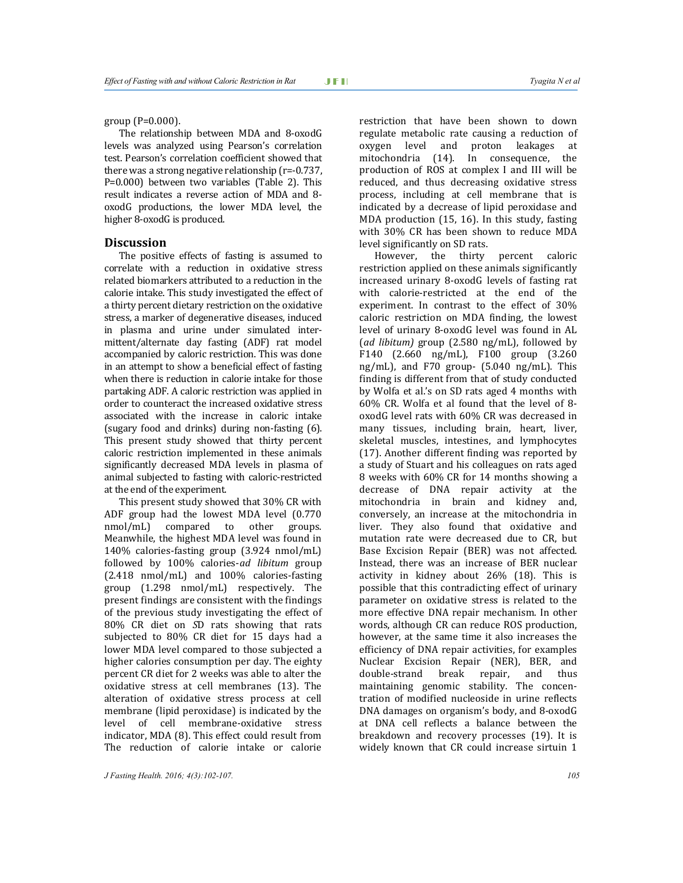group (P=0.000).

The relationship between MDA and 8-oxodG levels was analyzed using Pearson's correlation test. Pearson's correlation coefficient showed that there was a strong negative relationship (r=-0.737, P=0.000) between two variables (Table 2). This result indicates a reverse action of MDA and 8-oxodG productions, the lower MDA level, the higher 8-oxodG is produced.

## Discussion

The positive effects of fasting is assumed to correlate with a reduction in oxidative stress related biomarkers attributed to a reduction in the calorie intake. This study investigated the effect of a thirty percent dietary restriction on the oxidative stress, a marker of degenerative diseases, induced in plasma and urine under simulated intermittent/alternate day fasting (ADF) rat model accompanied by caloric restriction. This was done in an attempt to show a beneficial effect of fasting when there is reduction in calorie intake for those partaking ADF. A caloric restriction was applied in order to counteract the increased oxidative stress associated with the increase in caloric intake (sugary food and drinks) during non-fasting (6). This present study showed that thirty percent caloric restriction implemented in these animals significantly decreased MDA levels in plasma of animal subjected to fasting with caloric-restricted at the end of the experiment.

This present study showed that 30% CR with ADF group had the lowest MDA level (0.770 nmol/mL) compared to other groups. Meanwhile, the highest MDA level was found in 140% calories-fasting group (3.924 nmol/mL) followed by 100% calories-*ad libitum* group (2.418 nmol/mL) and 100% calories-fasting group (1.298 nmol/mL) respectively. The present findings are consistent with the findings of the previous study investigating the effect of 80% CR diet on *S*D rats showing that rats subjected to 80% CR diet for 15 days had a lower MDA level compared to those subjected a higher calories consumption per day. The eighty percent CR diet for 2 weeks was able to alter the oxidative stress at cell membranes (13). The alteration of oxidative stress process at cell membrane (lipid peroxidase) is indicated by the level of cell membrane-oxidative stress indicator, MDA (8). This effect could result from The reduction of calorie intake or calorie restriction that have been shown to down regulate metabolic rate causing a reduction of oxygen level and proton leakages at mitochondria (14). In consequence, the production of ROS at complex I and III will be reduced, and thus decreasing oxidative stress process, including at cell membrane that is indicated by a decrease of lipid peroxidase and MDA production (15, 16). In this study, fasting with 30% CR has been shown to reduce MDA level significantly on SD rats.

However, the thirty percent caloric restriction applied on these animals significantly increased urinary 8-oxodG levels of fasting rat with calorie-restricted at the end of the experiment. In contrast to the effect of 30% caloric restriction on MDA finding, the lowest level of urinary 8-oxodG level was found in AL (*ad libitum)* group (2.580 ng/mL), followed by F140 (2.660 ng/mL), F100 group (3.260 ng/mL), and F70 group- (5.040 ng/mL). This finding is different from that of study conducted by Wolfa et al.'s on SD rats aged 4 months with 60% CR. Wolfa et al found that the level of 8-oxodG level rats with 60% CR was decreased in many tissues, including brain, heart, liver, skeletal muscles, intestines, and lymphocytes (17). Another different finding was reported by a study of Stuart and his colleagues on rats aged 8 weeks with 60% CR for 14 months showing a decrease of DNA repair activity at the mitochondria in brain and kidney and, conversely, an increase at the mitochondria in liver. They also found that oxidative and mutation rate were decreased due to CR, but Base Excision Repair (BER) was not affected. Instead, there was an increase of BER nuclear activity in kidney about 26% (18). This is possible that this contradicting effect of urinary parameter on oxidative stress is related to the more effective DNA repair mechanism. In other words, although CR can reduce ROS production, however, at the same time it also increases the efficiency of DNA repair activities, for examples Nuclear Excision Repair (NER), BER, and double-strand break repair, and thus maintaining genomic stability. The concentration of modified nucleoside in urine reflects DNA damages on organism's body, and 8-oxodG at DNA cell reflects a balance between the breakdown and recovery processes (19). It is widely known that CR could increase sirtuin 1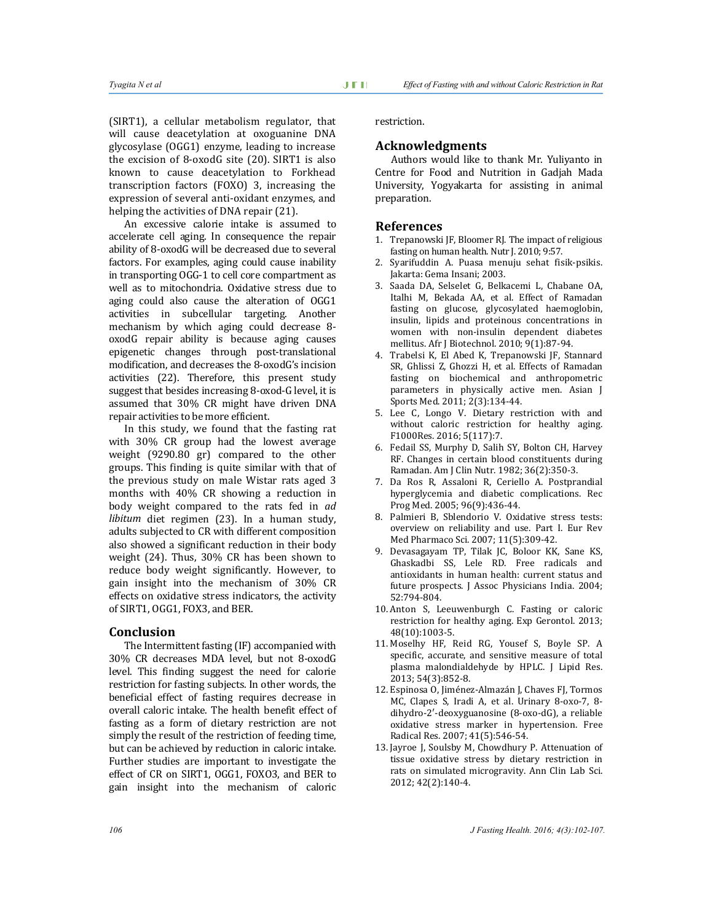(SIRT1), a cellular metabolism regulator, that will cause deacetylation at oxoguanine DNA glycosylase (OGG1) enzyme, leading to increase the excision of 8-oxodG site (20). SIRT1 is also known to cause deacetylation to Forkhead transcription factors (FOXO) 3, increasing the expression of several anti-oxidant enzymes, and helping the activities of DNA repair (21).

An excessive calorie intake is assumed to accelerate cell aging. In consequence the repair ability of 8-oxodG will be decreased due to several factors. For examples, aging could cause inability in transporting OGG-1 to cell core compartment as well as to mitochondria. Oxidative stress due to aging could also cause the alteration of OGG1 activities in subcellular targeting. Another mechanism by which aging could decrease 8-oxodG repair ability is because aging causes epigenetic changes through post-translational modification, and decreases the 8-oxodG's incision activities (22). Therefore, this present study suggest that besides increasing 8-oxod-G level, it is assumed that 30% CR might have driven DNA repair activities to be more efficient.

In this study, we found that the fasting rat with 30% CR group had the lowest average weight (9290.80 gr) compared to the other groups. This finding is quite similar with that of the previous study on male Wistar rats aged 3 months with 40% CR showing a reduction in body weight compared to the rats fed in *ad libitum* diet regimen (23). In a human study, adults subjected to CR with different composition also showed a significant reduction in their body weight (24). Thus, 30% CR has been shown to reduce body weight significantly. However, to gain insight into the mechanism of 30% CR effects on oxidative stress indicators, the activity of SIRT1, OGG1, FOX3, and BER.

## Conclusion

The Intermittent fasting (IF) accompanied with 30% CR decreases MDA level, but not 8-oxodG level. This finding suggest the need for calorie restriction for fasting subjects. In other words, the beneficial effect of fasting requires decrease in overall caloric intake. The health benefit effect of fasting as a form of dietary restriction are not simply the result of the restriction of feeding time, but can be achieved by reduction in caloric intake. Further studies are important to investigate the effect of CR on SIRT1, OGG1, FOXO3, and BER to gain insight into the mechanism of caloric restriction.

## Acknowledgments

Authors would like to thank Mr. Yuliyanto in Centre for Food and Nutrition in Gadjah Mada University, Yogyakarta for assisting in animal preparation.

## References

1. Trepanowski JF, Bloomer RJ. The impact of religious fasting on human health. Nutr J. 2010; 9:57.
2. Syarifuddin A. Puasa menuju sehat fisik-psikis. Jakarta: Gema Insani; 2003.
3. Saada DA, Selselet G, Belkacemi L, Chabane OA, Italhi M, Bekada AA, et al. Effect of Ramadan fasting on glucose, glycosylated haemoglobin, insulin, lipids and proteinous concentrations in women with non-insulin dependent diabetes mellitus. Afr J Biotechnol. 2010; 9(1):87-94.
4. Trabelsi K, El Abed K, Trepanowski JF, Stannard SR, Ghlissi Z, Ghozzi H, et al. Effects of Ramadan fasting on biochemical and anthropometric parameters in physically active men. Asian J Sports Med. 2011; 2(3):134-44.
5. Lee C, Longo V. Dietary restriction with and without caloric restriction for healthy aging. F1000Res. 2016; 5(117):7.
6. Fedail SS, Murphy D, Salih SY, Bolton CH, Harvey RF. Changes in certain blood constituents during Ramadan. Am J Clin Nutr. 1982; 36(2):350-3.
7. Da Ros R, Assaloni R, Ceriello A. Postprandial hyperglycemia and diabetic complications. Rec Prog Med. 2005; 96(9):436-44.
8. Palmieri B, Sblendorio V. Oxidative stress tests: overview on reliability and use. Part I. Eur Rev Med Pharmaco Sci. 2007; 11(5):309-42.
9. Devasagayam TP, Tilak JC, Boloor KK, Sane KS, Ghaskadbi SS, Lele RD. Free radicals and antioxidants in human health: current status and future prospects. J Assoc Physicians India. 2004; 52:794-804.
10. Anton S, Leeuwenburgh C. Fasting or caloric restriction for healthy aging. Exp Gerontol. 2013; 48(10):1003-5.
11. Moselhy HF, Reid RG, Yousef S, Boyle SP. A specific, accurate, and sensitive measure of total plasma malondialdehyde by HPLC. J Lipid Res. 2013; 54(3):852-8.
12. Espinosa O, Jiménez-Almazán J, Chaves FJ, Tormos MC, Clapes S, Iradi A, et al. Urinary 8-oxo-7, 8-dihydro-2'-deoxyguanosine (8-oxo-dG), a reliable oxidative stress marker in hypertension. Free Radical Res. 2007; 41(5):546-54.
13. Jayroe J, Soulsby M, Chowdhury P. Attenuation of tissue oxidative stress by dietary restriction in rats on simulated microgravity. Ann Clin Lab Sci. 2012; 42(2):140-4.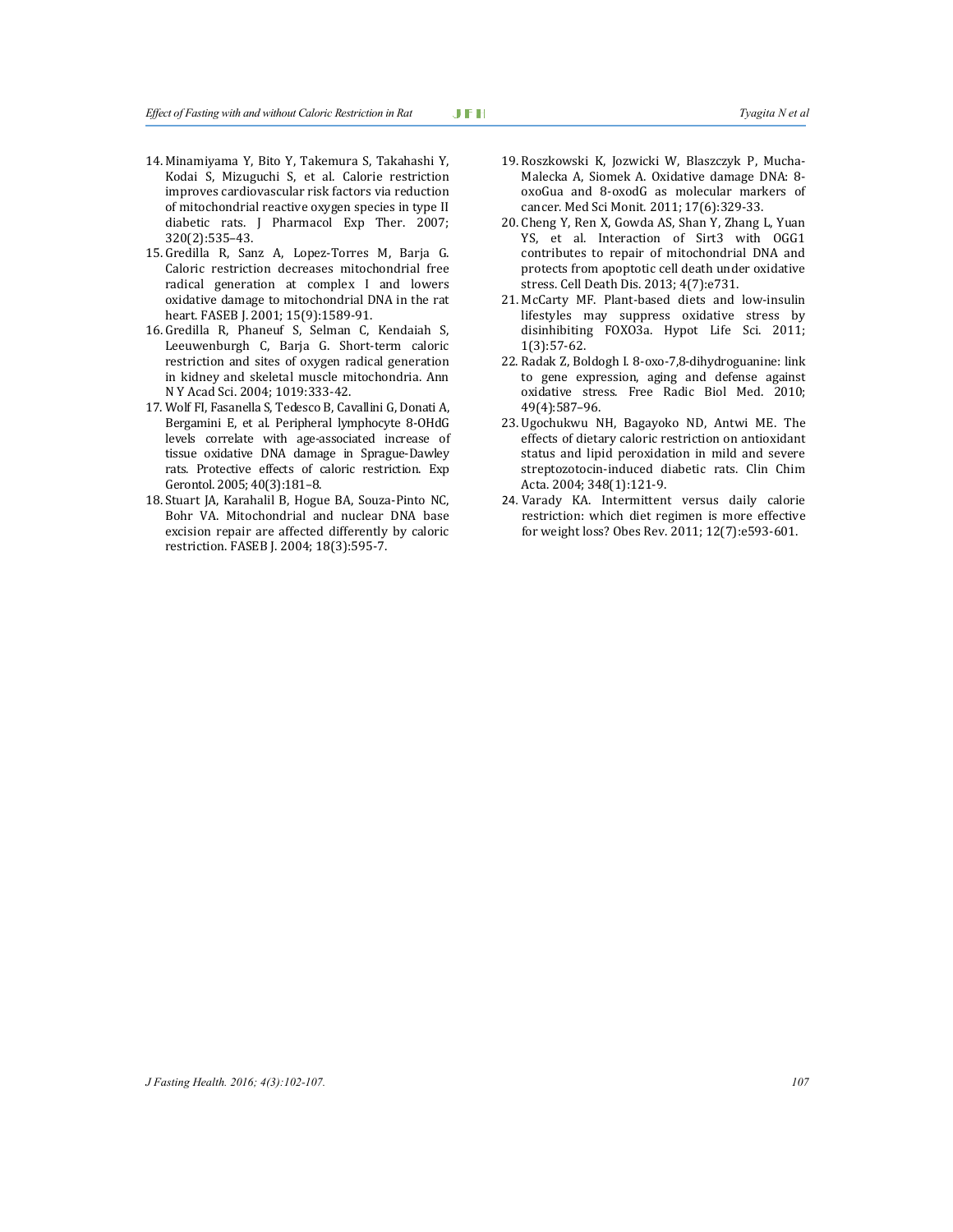14. Minamiyama Y, Bito Y, Takemura S, Takahashi Y, Kodai S, Mizuguchi S, et al. Calorie restriction improves cardiovascular risk factors via reduction of mitochondrial reactive oxygen species in type II diabetic rats. J Pharmacol Exp Ther. 2007; 320(2):535–43.
15. Gredilla R, Sanz A, Lopez-Torres M, Barja G. Caloric restriction decreases mitochondrial free radical generation at complex I and lowers oxidative damage to mitochondrial DNA in the rat heart. FASEB J. 2001; 15(9):1589-91.
16. Gredilla R, Phaneuf S, Selman C, Kendaiah S, Leeuwenburgh C, Barja G. Short-term caloric restriction and sites of oxygen radical generation in kidney and skeletal muscle mitochondria. Ann N Y Acad Sci. 2004; 1019:333-42.
17. Wolf FI, Fasanella S, Tedesco B, Cavallini G, Donati A, Bergamini E, et al. Peripheral lymphocyte 8-OHdG levels correlate with age-associated increase of tissue oxidative DNA damage in Sprague-Dawley rats. Protective effects of caloric restriction. Exp Gerontol. 2005; 40(3):181–8.
18. Stuart JA, Karahalil B, Hogue BA, Souza-Pinto NC, Bohr VA. Mitochondrial and nuclear DNA base excision repair are affected differently by caloric restriction. FASEB J. 2004; 18(3):595-7.
19. Roszkowski K, Jozwicki W, Blaszczyk P, Mucha-Malecka A, Siomek A. Oxidative damage DNA: 8-oxoGua and 8-oxodG as molecular markers of cancer. Med Sci Monit. 2011; 17(6):329-33.
20. Cheng Y, Ren X, Gowda AS, Shan Y, Zhang L, Yuan YS, et al. Interaction of Sirt3 with OGG1 contributes to repair of mitochondrial DNA and protects from apoptotic cell death under oxidative stress. Cell Death Dis. 2013; 4(7):e731.
21. McCarty MF. Plant-based diets and low-insulin lifestyles may suppress oxidative stress by disinhibiting FOXO3a. Hypot Life Sci. 2011; 1(3):57-62.
22. Radak Z, Boldogh I. 8-oxo-7,8-dihydroguanine: link to gene expression, aging and defense against oxidative stress. Free Radic Biol Med. 2010; 49(4):587–96.
23. Ugochukwu NH, Bagayoko ND, Antwi ME. The effects of dietary caloric restriction on antioxidant status and lipid peroxidation in mild and severe streptozotocin-induced diabetic rats. Clin Chim Acta. 2004; 348(1):121-9.
24. Varady KA. Intermittent versus daily calorie restriction: which diet regimen is more effective for weight loss? Obes Rev. 2011; 12(7):e593-601.